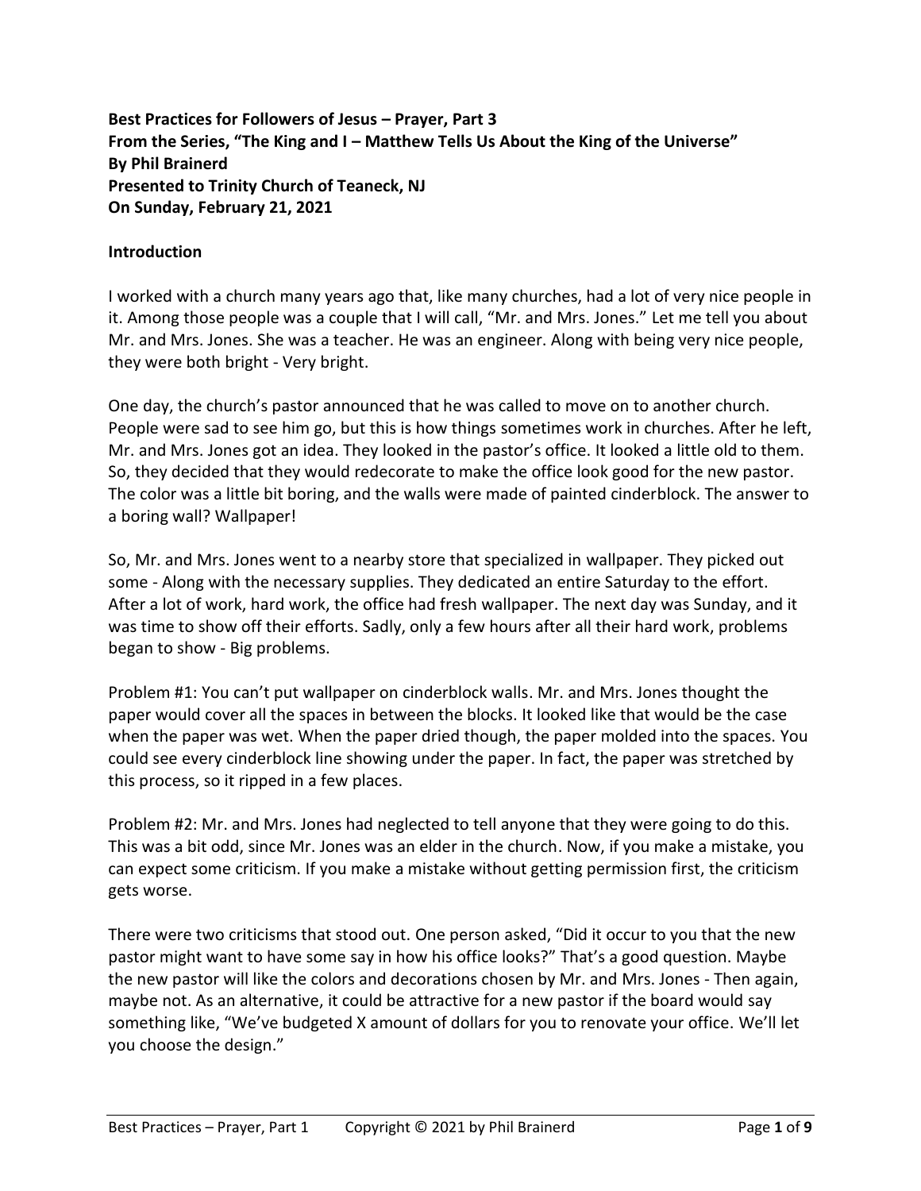**Best Practices for Followers of Jesus – Prayer, Part 3**
**From the Series, "The King and I – Matthew Tells Us About the King of the Universe"**
**By Phil Brainerd**
**Presented to Trinity Church of Teaneck, NJ**
**On Sunday, February 21, 2021**

**Introduction**

I worked with a church many years ago that, like many churches, had a lot of very nice people in it. Among those people was a couple that I will call, "Mr. and Mrs. Jones." Let me tell you about Mr. and Mrs. Jones. She was a teacher. He was an engineer. Along with being very nice people, they were both bright - Very bright.

One day, the church's pastor announced that he was called to move on to another church. People were sad to see him go, but this is how things sometimes work in churches. After he left, Mr. and Mrs. Jones got an idea. They looked in the pastor's office. It looked a little old to them. So, they decided that they would redecorate to make the office look good for the new pastor. The color was a little bit boring, and the walls were made of painted cinderblock. The answer to a boring wall? Wallpaper!

So, Mr. and Mrs. Jones went to a nearby store that specialized in wallpaper. They picked out some - Along with the necessary supplies. They dedicated an entire Saturday to the effort. After a lot of work, hard work, the office had fresh wallpaper. The next day was Sunday, and it was time to show off their efforts. Sadly, only a few hours after all their hard work, problems began to show - Big problems.

Problem #1: You can't put wallpaper on cinderblock walls. Mr. and Mrs. Jones thought the paper would cover all the spaces in between the blocks. It looked like that would be the case when the paper was wet. When the paper dried though, the paper molded into the spaces. You could see every cinderblock line showing under the paper. In fact, the paper was stretched by this process, so it ripped in a few places.

Problem #2: Mr. and Mrs. Jones had neglected to tell anyone that they were going to do this. This was a bit odd, since Mr. Jones was an elder in the church. Now, if you make a mistake, you can expect some criticism. If you make a mistake without getting permission first, the criticism gets worse.

There were two criticisms that stood out. One person asked, "Did it occur to you that the new pastor might want to have some say in how his office looks?" That's a good question. Maybe the new pastor will like the colors and decorations chosen by Mr. and Mrs. Jones - Then again, maybe not. As an alternative, it could be attractive for a new pastor if the board would say something like, "We've budgeted X amount of dollars for you to renovate your office. We'll let you choose the design."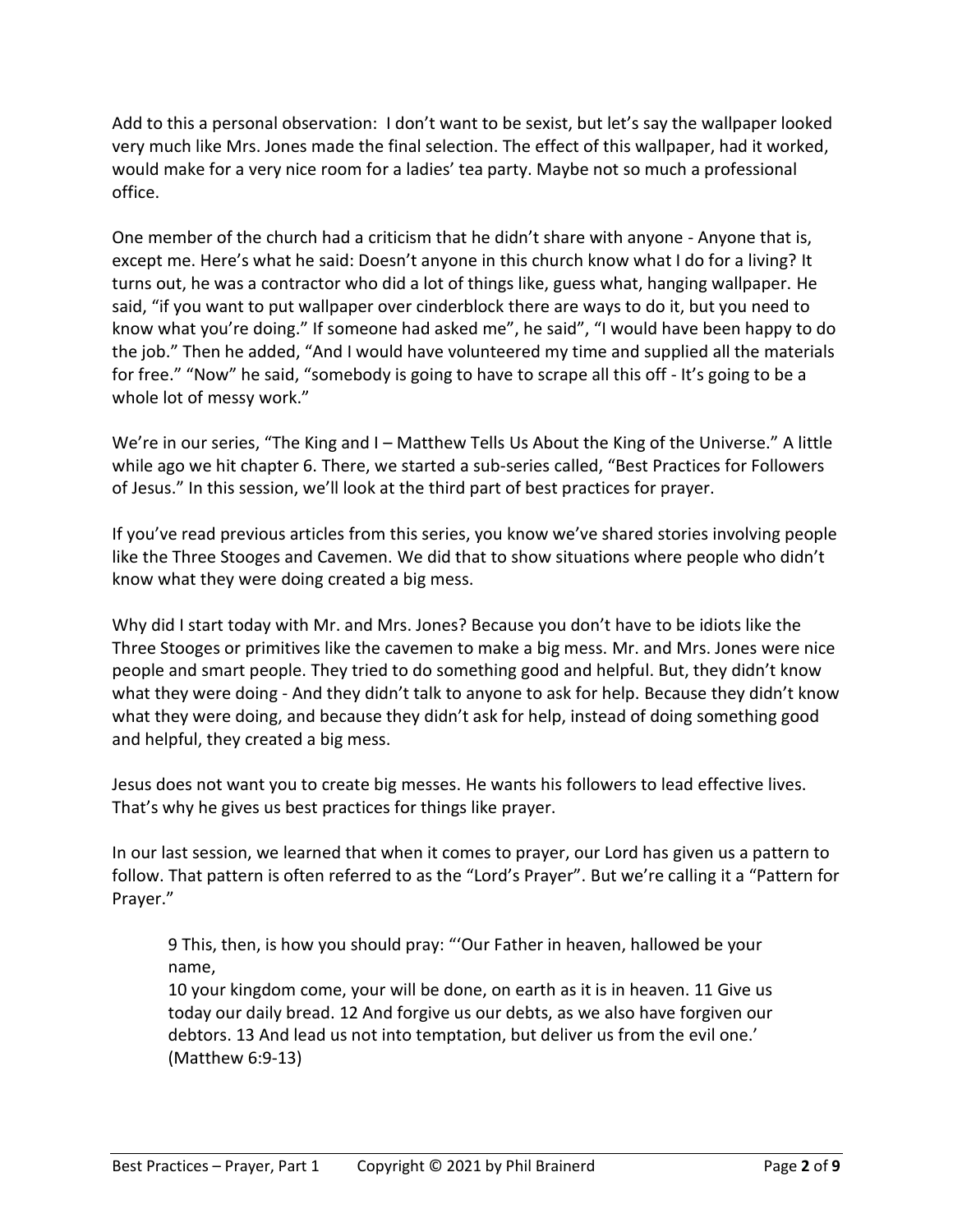Add to this a personal observation: I don't want to be sexist, but let's say the wallpaper looked very much like Mrs. Jones made the final selection. The effect of this wallpaper, had it worked, would make for a very nice room for a ladies' tea party. Maybe not so much a professional office.

One member of the church had a criticism that he didn't share with anyone - Anyone that is, except me. Here's what he said: Doesn't anyone in this church know what I do for a living? It turns out, he was a contractor who did a lot of things like, guess what, hanging wallpaper. He said, "if you want to put wallpaper over cinderblock there are ways to do it, but you need to know what you're doing." If someone had asked me", he said", "I would have been happy to do the job." Then he added, "And I would have volunteered my time and supplied all the materials for free." "Now" he said, "somebody is going to have to scrape all this off - It's going to be a whole lot of messy work."

We're in our series, "The King and I – Matthew Tells Us About the King of the Universe." A little while ago we hit chapter 6. There, we started a sub-series called, "Best Practices for Followers of Jesus." In this session, we'll look at the third part of best practices for prayer.

If you've read previous articles from this series, you know we've shared stories involving people like the Three Stooges and Cavemen. We did that to show situations where people who didn't know what they were doing created a big mess.

Why did I start today with Mr. and Mrs. Jones? Because you don't have to be idiots like the Three Stooges or primitives like the cavemen to make a big mess. Mr. and Mrs. Jones were nice people and smart people. They tried to do something good and helpful. But, they didn't know what they were doing - And they didn't talk to anyone to ask for help. Because they didn't know what they were doing, and because they didn't ask for help, instead of doing something good and helpful, they created a big mess.

Jesus does not want you to create big messes. He wants his followers to lead effective lives. That's why he gives us best practices for things like prayer.

In our last session, we learned that when it comes to prayer, our Lord has given us a pattern to follow. That pattern is often referred to as the "Lord's Prayer". But we're calling it a "Pattern for Prayer."

> 9 This, then, is how you should pray: "'Our Father in heaven, hallowed be your name,
> 10 your kingdom come, your will be done, on earth as it is in heaven. 11 Give us today our daily bread. 12 And forgive us our debts, as we also have forgiven our debtors. 13 And lead us not into temptation, but deliver us from the evil one.' (Matthew 6:9-13)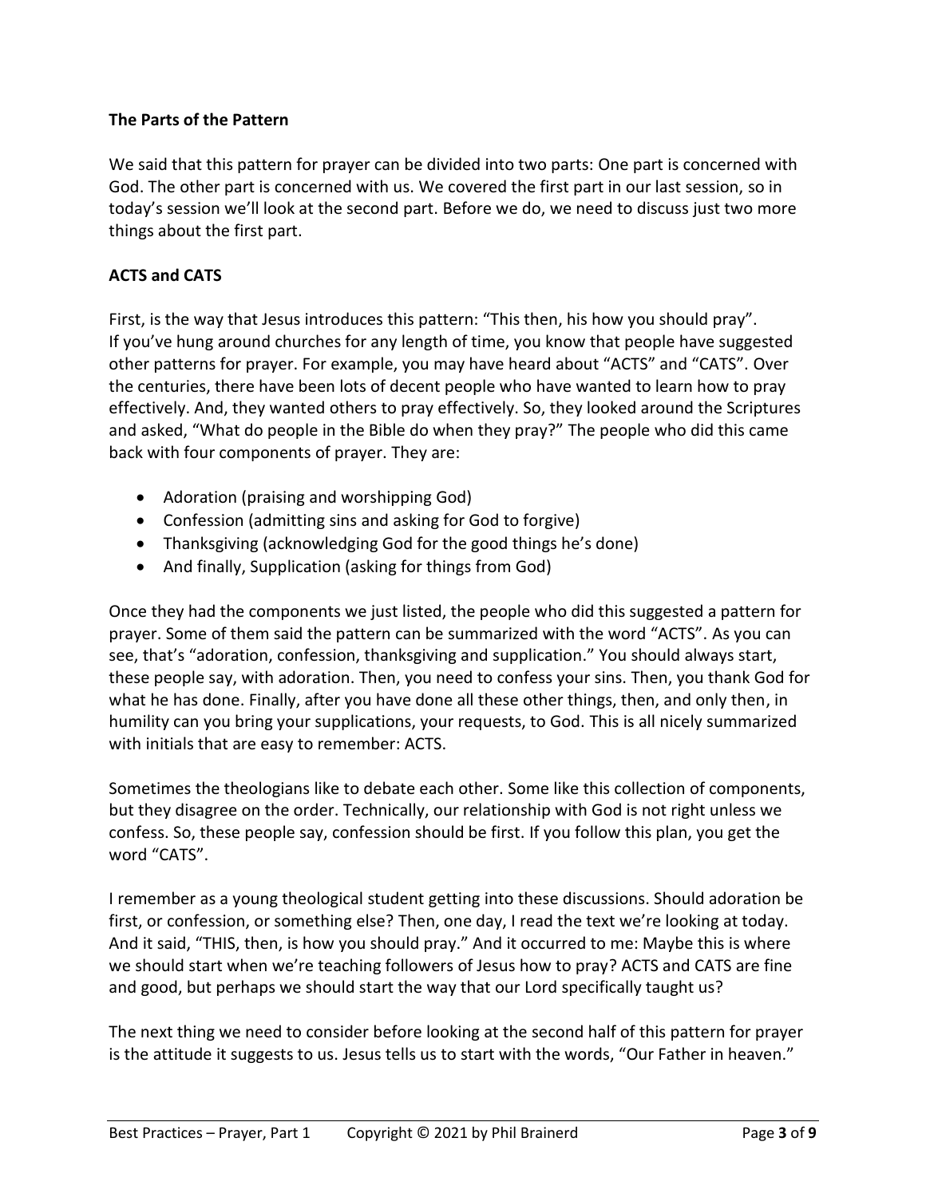**The Parts of the Pattern**

We said that this pattern for prayer can be divided into two parts: One part is concerned with God. The other part is concerned with us. We covered the first part in our last session, so in today's session we'll look at the second part. Before we do, we need to discuss just two more things about the first part.

**ACTS and CATS**

First, is the way that Jesus introduces this pattern: "This then, his how you should pray". If you've hung around churches for any length of time, you know that people have suggested other patterns for prayer. For example, you may have heard about "ACTS" and "CATS". Over the centuries, there have been lots of decent people who have wanted to learn how to pray effectively. And, they wanted others to pray effectively. So, they looked around the Scriptures and asked, "What do people in the Bible do when they pray?" The people who did this came back with four components of prayer. They are:

- Adoration (praising and worshipping God)
- Confession (admitting sins and asking for God to forgive)
- Thanksgiving (acknowledging God for the good things he's done)
- And finally, Supplication (asking for things from God)

Once they had the components we just listed, the people who did this suggested a pattern for prayer. Some of them said the pattern can be summarized with the word "ACTS". As you can see, that's "adoration, confession, thanksgiving and supplication." You should always start, these people say, with adoration. Then, you need to confess your sins. Then, you thank God for what he has done. Finally, after you have done all these other things, then, and only then, in humility can you bring your supplications, your requests, to God. This is all nicely summarized with initials that are easy to remember: ACTS.

Sometimes the theologians like to debate each other. Some like this collection of components, but they disagree on the order. Technically, our relationship with God is not right unless we confess. So, these people say, confession should be first. If you follow this plan, you get the word "CATS".

I remember as a young theological student getting into these discussions. Should adoration be first, or confession, or something else? Then, one day, I read the text we're looking at today. And it said, "THIS, then, is how you should pray." And it occurred to me: Maybe this is where we should start when we're teaching followers of Jesus how to pray? ACTS and CATS are fine and good, but perhaps we should start the way that our Lord specifically taught us?

The next thing we need to consider before looking at the second half of this pattern for prayer is the attitude it suggests to us. Jesus tells us to start with the words, "Our Father in heaven."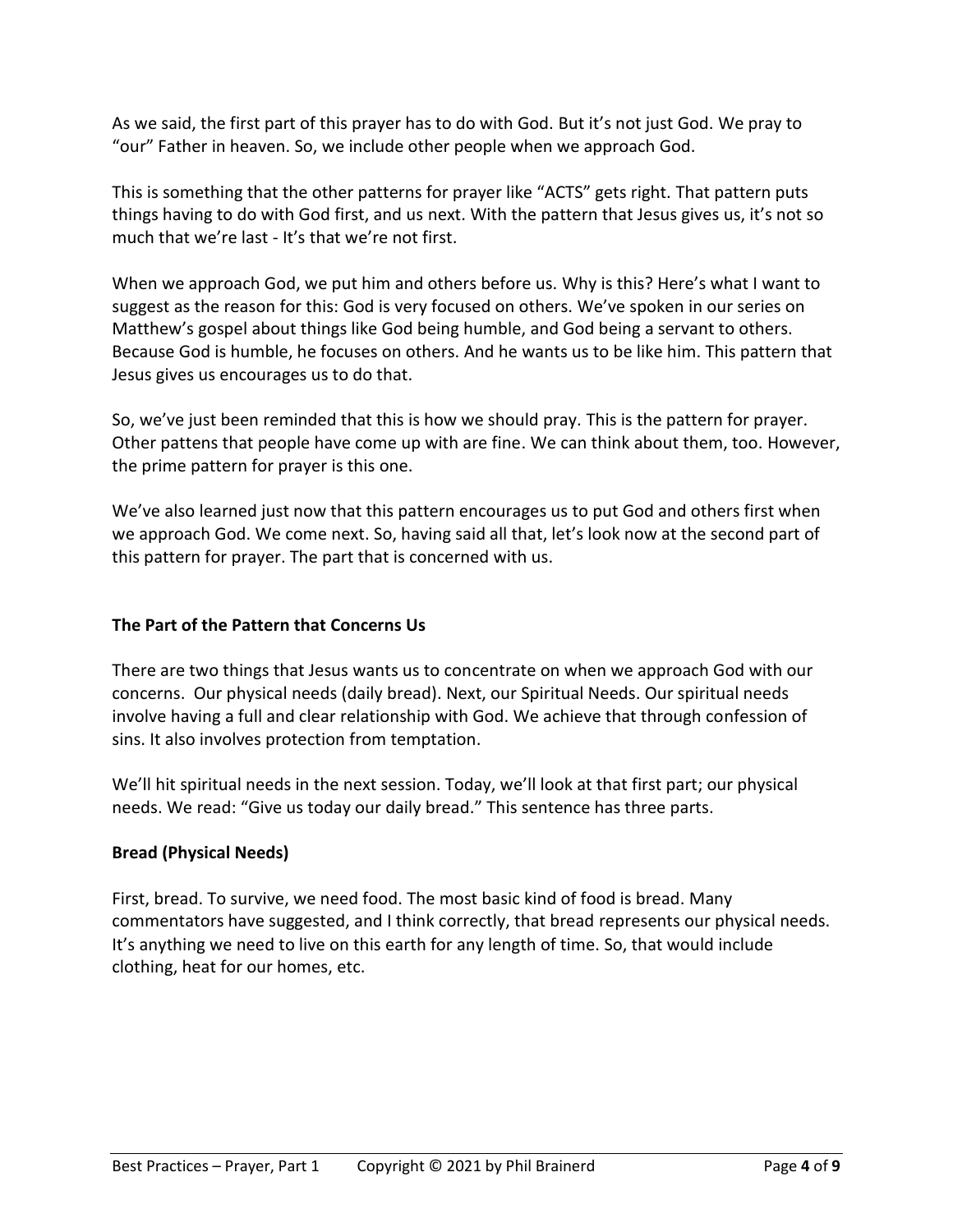As we said, the first part of this prayer has to do with God. But it's not just God. We pray to "our" Father in heaven. So, we include other people when we approach God.

This is something that the other patterns for prayer like "ACTS" gets right. That pattern puts things having to do with God first, and us next. With the pattern that Jesus gives us, it's not so much that we're last - It's that we're not first.

When we approach God, we put him and others before us. Why is this? Here's what I want to suggest as the reason for this: God is very focused on others. We've spoken in our series on Matthew's gospel about things like God being humble, and God being a servant to others. Because God is humble, he focuses on others. And he wants us to be like him. This pattern that Jesus gives us encourages us to do that.

So, we've just been reminded that this is how we should pray. This is the pattern for prayer. Other pattens that people have come up with are fine. We can think about them, too. However, the prime pattern for prayer is this one.

We've also learned just now that this pattern encourages us to put God and others first when we approach God. We come next. So, having said all that, let's look now at the second part of this pattern for prayer. The part that is concerned with us.

**The Part of the Pattern that Concerns Us**

There are two things that Jesus wants us to concentrate on when we approach God with our concerns. Our physical needs (daily bread). Next, our Spiritual Needs. Our spiritual needs involve having a full and clear relationship with God. We achieve that through confession of sins. It also involves protection from temptation.

We'll hit spiritual needs in the next session. Today, we'll look at that first part; our physical needs. We read: "Give us today our daily bread." This sentence has three parts.

**Bread (Physical Needs)**

First, bread. To survive, we need food. The most basic kind of food is bread. Many commentators have suggested, and I think correctly, that bread represents our physical needs. It's anything we need to live on this earth for any length of time. So, that would include clothing, heat for our homes, etc.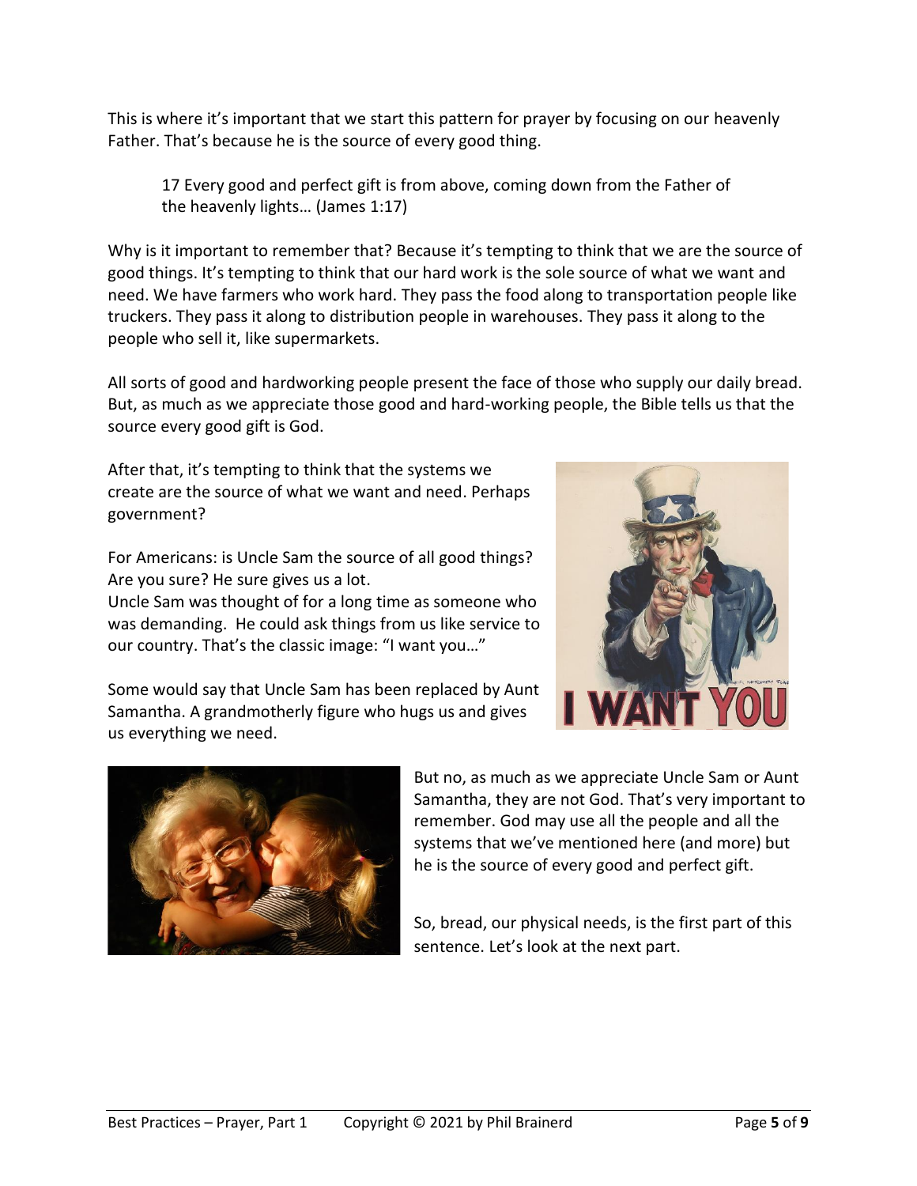This is where it's important that we start this pattern for prayer by focusing on our heavenly Father. That's because he is the source of every good thing.

> 17 Every good and perfect gift is from above, coming down from the Father of the heavenly lights… (James 1:17)

Why is it important to remember that? Because it's tempting to think that we are the source of good things. It's tempting to think that our hard work is the sole source of what we want and need. We have farmers who work hard. They pass the food along to transportation people like truckers. They pass it along to distribution people in warehouses. They pass it along to the people who sell it, like supermarkets.

All sorts of good and hardworking people present the face of those who supply our daily bread. But, as much as we appreciate those good and hard-working people, the Bible tells us that the source every good gift is God.

After that, it's tempting to think that the systems we create are the source of what we want and need. Perhaps government?

For Americans: is Uncle Sam the source of all good things? Are you sure? He sure gives us a lot.
Uncle Sam was thought of for a long time as someone who was demanding. He could ask things from us like service to our country. That's the classic image: "I want you…"

Some would say that Uncle Sam has been replaced by Aunt Samantha. A grandmotherly figure who hugs us and gives us everything we need.

But no, as much as we appreciate Uncle Sam or Aunt Samantha, they are not God. That's very important to remember. God may use all the people and all the systems that we've mentioned here (and more) but he is the source of every good and perfect gift.

So, bread, our physical needs, is the first part of this sentence. Let's look at the next part.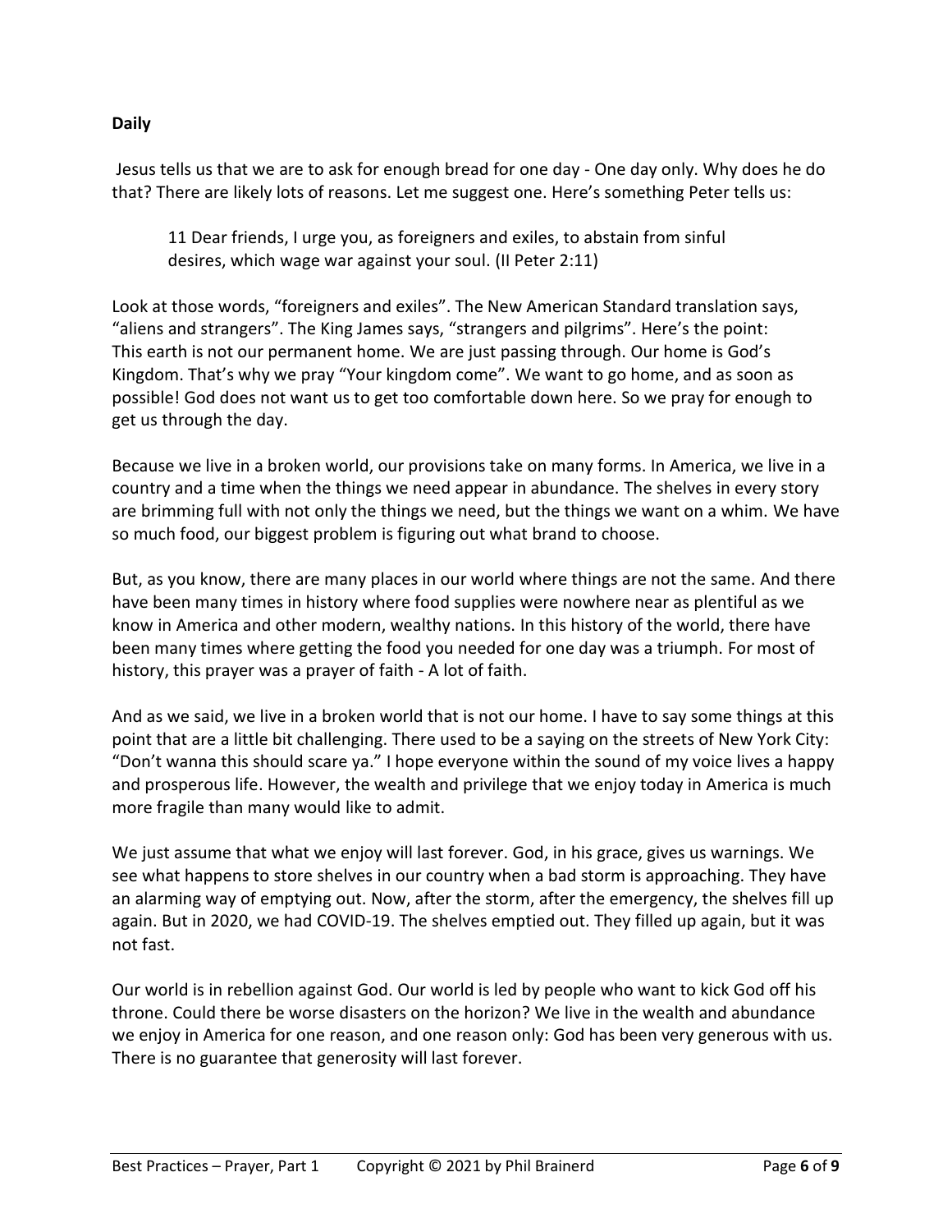**Daily**

Jesus tells us that we are to ask for enough bread for one day - One day only. Why does he do that? There are likely lots of reasons. Let me suggest one. Here's something Peter tells us:

> 11 Dear friends, I urge you, as foreigners and exiles, to abstain from sinful desires, which wage war against your soul. (II Peter 2:11)

Look at those words, "foreigners and exiles". The New American Standard translation says, "aliens and strangers". The King James says, "strangers and pilgrims". Here's the point: This earth is not our permanent home. We are just passing through. Our home is God's Kingdom. That's why we pray "Your kingdom come". We want to go home, and as soon as possible! God does not want us to get too comfortable down here. So we pray for enough to get us through the day.

Because we live in a broken world, our provisions take on many forms. In America, we live in a country and a time when the things we need appear in abundance. The shelves in every story are brimming full with not only the things we need, but the things we want on a whim. We have so much food, our biggest problem is figuring out what brand to choose.

But, as you know, there are many places in our world where things are not the same. And there have been many times in history where food supplies were nowhere near as plentiful as we know in America and other modern, wealthy nations. In this history of the world, there have been many times where getting the food you needed for one day was a triumph. For most of history, this prayer was a prayer of faith - A lot of faith.

And as we said, we live in a broken world that is not our home. I have to say some things at this point that are a little bit challenging. There used to be a saying on the streets of New York City: "Don't wanna this should scare ya." I hope everyone within the sound of my voice lives a happy and prosperous life. However, the wealth and privilege that we enjoy today in America is much more fragile than many would like to admit.

We just assume that what we enjoy will last forever. God, in his grace, gives us warnings. We see what happens to store shelves in our country when a bad storm is approaching. They have an alarming way of emptying out. Now, after the storm, after the emergency, the shelves fill up again. But in 2020, we had COVID-19. The shelves emptied out. They filled up again, but it was not fast.

Our world is in rebellion against God. Our world is led by people who want to kick God off his throne. Could there be worse disasters on the horizon? We live in the wealth and abundance we enjoy in America for one reason, and one reason only: God has been very generous with us. There is no guarantee that generosity will last forever.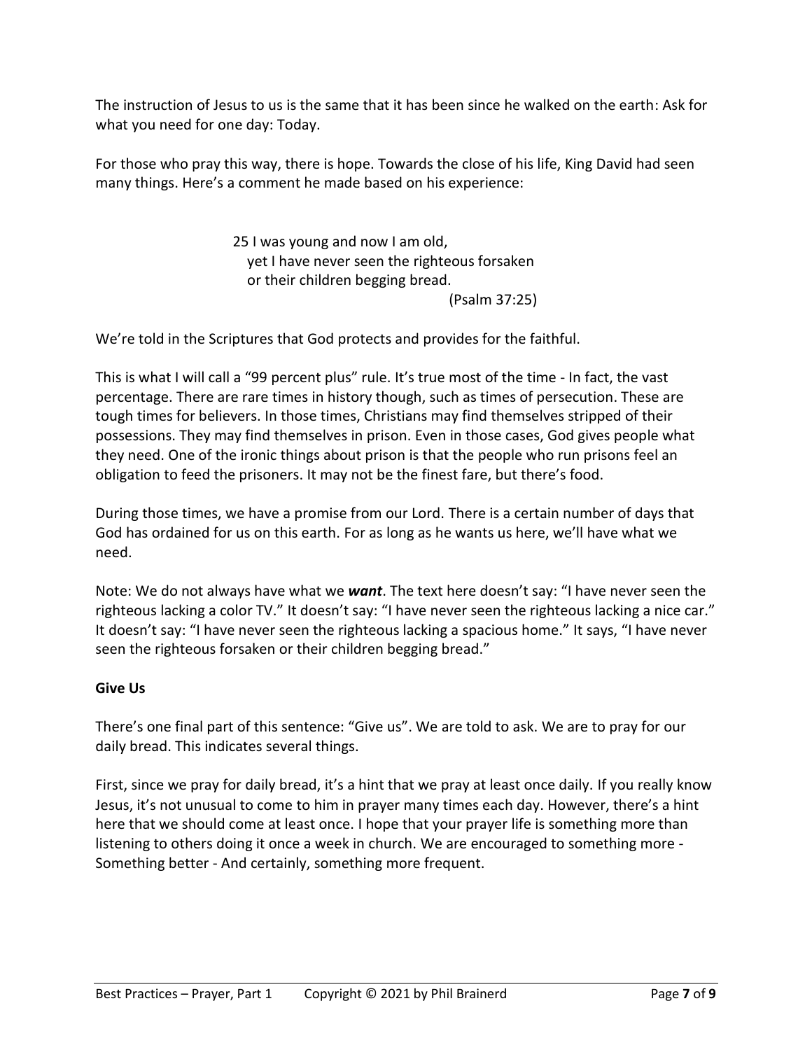The instruction of Jesus to us is the same that it has been since he walked on the earth: Ask for what you need for one day: Today.

For those who pray this way, there is hope. Towards the close of his life, King David had seen many things. Here's a comment he made based on his experience:

> 25 I was young and now I am old,
> yet I have never seen the righteous forsaken
> or their children begging bread.
> (Psalm 37:25)

We're told in the Scriptures that God protects and provides for the faithful.

This is what I will call a "99 percent plus" rule. It's true most of the time - In fact, the vast percentage. There are rare times in history though, such as times of persecution. These are tough times for believers. In those times, Christians may find themselves stripped of their possessions. They may find themselves in prison. Even in those cases, God gives people what they need. One of the ironic things about prison is that the people who run prisons feel an obligation to feed the prisoners. It may not be the finest fare, but there's food.

During those times, we have a promise from our Lord. There is a certain number of days that God has ordained for us on this earth. For as long as he wants us here, we'll have what we need.

Note: We do not always have what we ***want***. The text here doesn't say: "I have never seen the righteous lacking a color TV." It doesn't say: "I have never seen the righteous lacking a nice car." It doesn't say: "I have never seen the righteous lacking a spacious home." It says, "I have never seen the righteous forsaken or their children begging bread."

**Give Us**

There's one final part of this sentence: "Give us". We are told to ask. We are to pray for our daily bread. This indicates several things.

First, since we pray for daily bread, it's a hint that we pray at least once daily. If you really know Jesus, it's not unusual to come to him in prayer many times each day. However, there's a hint here that we should come at least once. I hope that your prayer life is something more than listening to others doing it once a week in church. We are encouraged to something more - Something better - And certainly, something more frequent.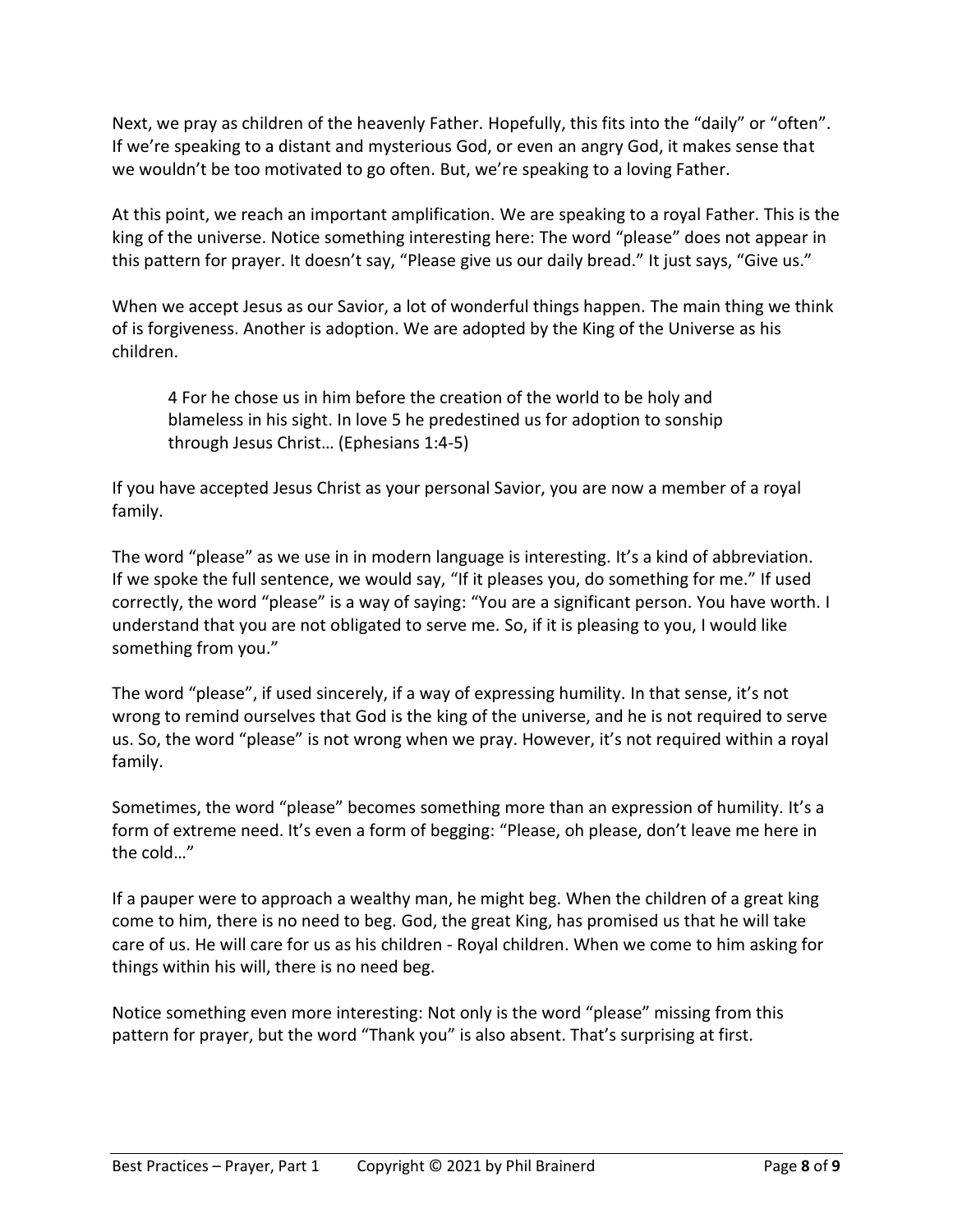Next, we pray as children of the heavenly Father. Hopefully, this fits into the "daily" or "often". If we're speaking to a distant and mysterious God, or even an angry God, it makes sense that we wouldn't be too motivated to go often. But, we're speaking to a loving Father.

At this point, we reach an important amplification. We are speaking to a royal Father. This is the king of the universe. Notice something interesting here: The word "please" does not appear in this pattern for prayer. It doesn't say, "Please give us our daily bread." It just says, "Give us."

When we accept Jesus as our Savior, a lot of wonderful things happen. The main thing we think of is forgiveness. Another is adoption. We are adopted by the King of the Universe as his children.

> 4 For he chose us in him before the creation of the world to be holy and blameless in his sight. In love 5 he predestined us for adoption to sonship through Jesus Christ… (Ephesians 1:4-5)

If you have accepted Jesus Christ as your personal Savior, you are now a member of a royal family.

The word "please" as we use in in modern language is interesting. It's a kind of abbreviation. If we spoke the full sentence, we would say, "If it pleases you, do something for me." If used correctly, the word "please" is a way of saying: "You are a significant person. You have worth. I understand that you are not obligated to serve me. So, if it is pleasing to you, I would like something from you."

The word "please", if used sincerely, if a way of expressing humility. In that sense, it's not wrong to remind ourselves that God is the king of the universe, and he is not required to serve us. So, the word "please" is not wrong when we pray. However, it's not required within a royal family.

Sometimes, the word "please" becomes something more than an expression of humility. It's a form of extreme need. It's even a form of begging: "Please, oh please, don't leave me here in the cold…"

If a pauper were to approach a wealthy man, he might beg. When the children of a great king come to him, there is no need to beg. God, the great King, has promised us that he will take care of us. He will care for us as his children - Royal children. When we come to him asking for things within his will, there is no need beg.

Notice something even more interesting: Not only is the word "please" missing from this pattern for prayer, but the word "Thank you" is also absent. That's surprising at first.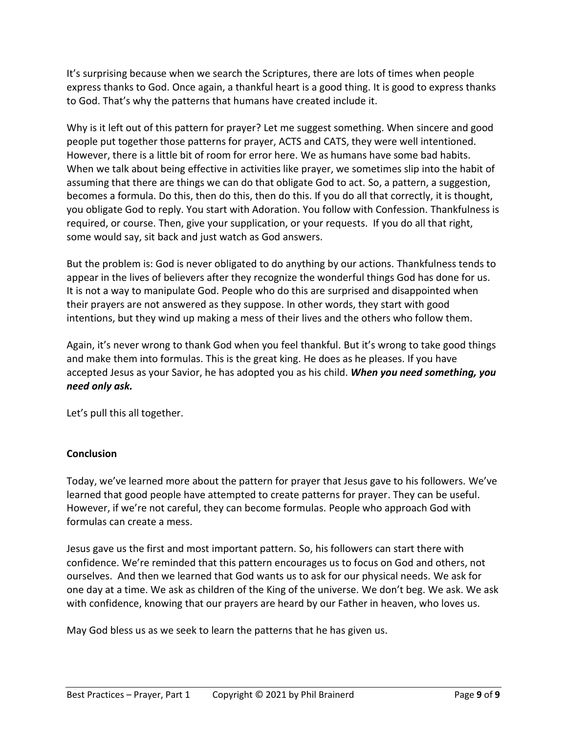It's surprising because when we search the Scriptures, there are lots of times when people express thanks to God. Once again, a thankful heart is a good thing. It is good to express thanks to God. That's why the patterns that humans have created include it.

Why is it left out of this pattern for prayer? Let me suggest something. When sincere and good people put together those patterns for prayer, ACTS and CATS, they were well intentioned. However, there is a little bit of room for error here. We as humans have some bad habits. When we talk about being effective in activities like prayer, we sometimes slip into the habit of assuming that there are things we can do that obligate God to act. So, a pattern, a suggestion, becomes a formula. Do this, then do this, then do this. If you do all that correctly, it is thought, you obligate God to reply. You start with Adoration. You follow with Confession. Thankfulness is required, or course. Then, give your supplication, or your requests. If you do all that right, some would say, sit back and just watch as God answers.

But the problem is: God is never obligated to do anything by our actions. Thankfulness tends to appear in the lives of believers after they recognize the wonderful things God has done for us. It is not a way to manipulate God. People who do this are surprised and disappointed when their prayers are not answered as they suppose. In other words, they start with good intentions, but they wind up making a mess of their lives and the others who follow them.

Again, it's never wrong to thank God when you feel thankful. But it's wrong to take good things and make them into formulas. This is the great king. He does as he pleases. If you have accepted Jesus as your Savior, he has adopted you as his child. ***When you need something, you need only ask.***

Let's pull this all together.

**Conclusion**

Today, we've learned more about the pattern for prayer that Jesus gave to his followers. We've learned that good people have attempted to create patterns for prayer. They can be useful. However, if we're not careful, they can become formulas. People who approach God with formulas can create a mess.

Jesus gave us the first and most important pattern. So, his followers can start there with confidence. We're reminded that this pattern encourages us to focus on God and others, not ourselves. And then we learned that God wants us to ask for our physical needs. We ask for one day at a time. We ask as children of the King of the universe. We don't beg. We ask. We ask with confidence, knowing that our prayers are heard by our Father in heaven, who loves us.

May God bless us as we seek to learn the patterns that he has given us.